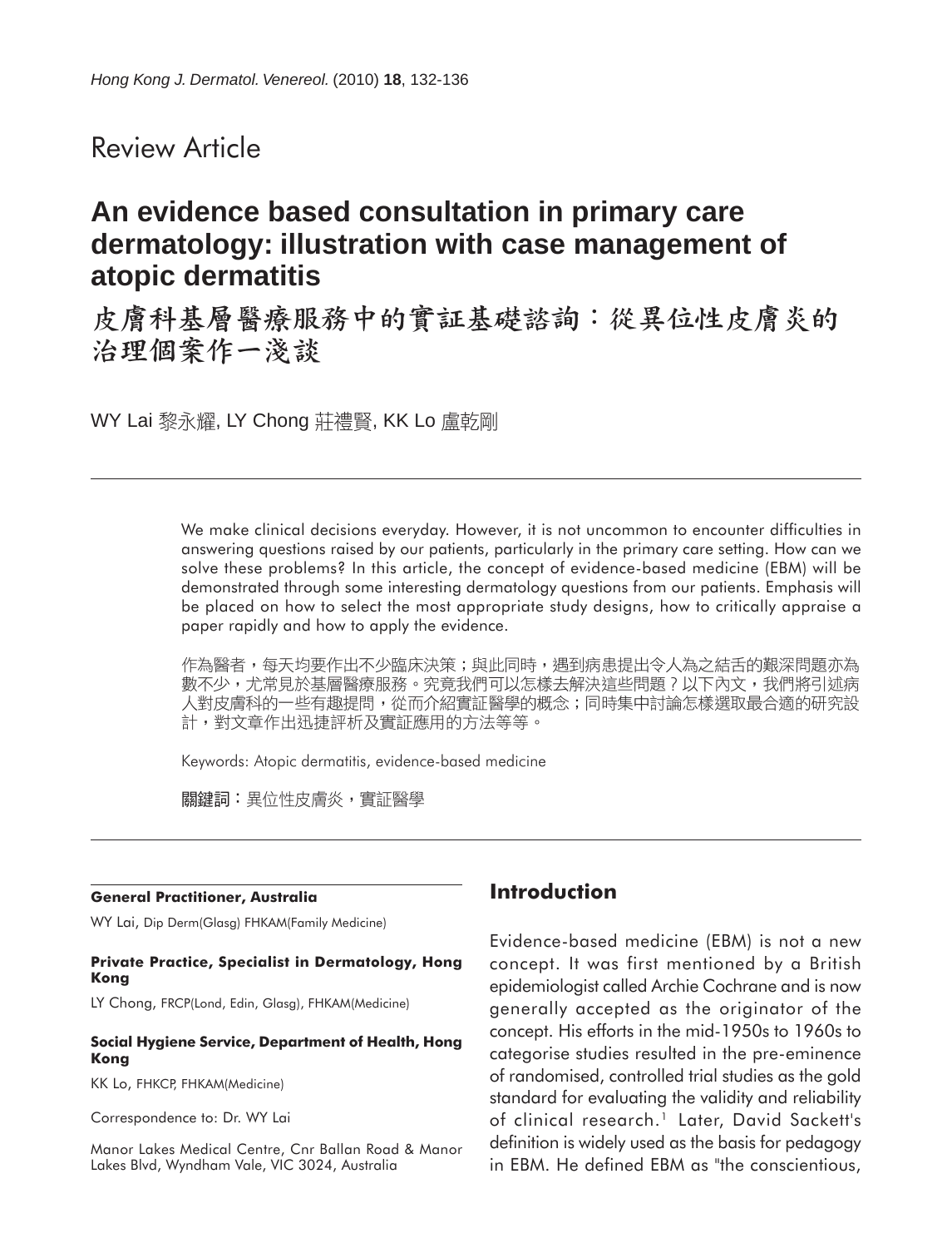Review Article

# An evidence based consultation in primary care dermatology: illustration with case management of atopic dermatitis

# 皮膚科基層醫療服務中的實証基礎諮詢：從異位性皮膚炎的治理個案作一淺談

WY Lai 黎永耀, LY Chong 莊禮賢, KK Lo 盧乾剛

---

We make clinical decisions everyday. However, it is not uncommon to encounter difficulties in answering questions raised by our patients, particularly in the primary care setting. How can we solve these problems? In this article, the concept of evidence-based medicine (EBM) will be demonstrated through some interesting dermatology questions from our patients. Emphasis will be placed on how to select the most appropriate study designs, how to critically appraise a paper rapidly and how to apply the evidence.

作為醫者，每天均要作出不少臨床決策；與此同時，遇到病患提出令人為之結舌的艱深問題亦為數不少，尤常見於基層醫療服務。究竟我們可以怎樣去解決這些問題？以下內文，我們將引述病人對皮膚科的一些有趣提問，從而介紹實証醫學的概念；同時集中討論怎樣選取最合適的研究設計，對文章作出迅捷評析及實証應用的方法等等。

Keywords: Atopic dermatitis, evidence-based medicine

關鍵詞：異位性皮膚炎，實証醫學

---

**General Practitioner, Australia**

WY Lai, Dip Derm(Glasg) FHKAM(Family Medicine)

**Private Practice, Specialist in Dermatology, Hong Kong**

LY Chong, FRCP(Lond, Edin, Glasg), FHKAM(Medicine)

**Social Hygiene Service, Department of Health, Hong Kong**

KK Lo, FHKCP, FHKAM(Medicine)

Correspondence to: Dr. WY Lai

Manor Lakes Medical Centre, Cnr Ballan Road & Manor Lakes Blvd, Wyndham Vale, VIC 3024, Australia

## Introduction

Evidence-based medicine (EBM) is not a new concept. It was first mentioned by a British epidemiologist called Archie Cochrane and is now generally accepted as the originator of the concept. His efforts in the mid-1950s to 1960s to categorise studies resulted in the pre-eminence of randomised, controlled trial studies as the gold standard for evaluating the validity and reliability of clinical research.[1] Later, David Sackett's definition is widely used as the basis for pedagogy in EBM. He defined EBM as "the conscientious,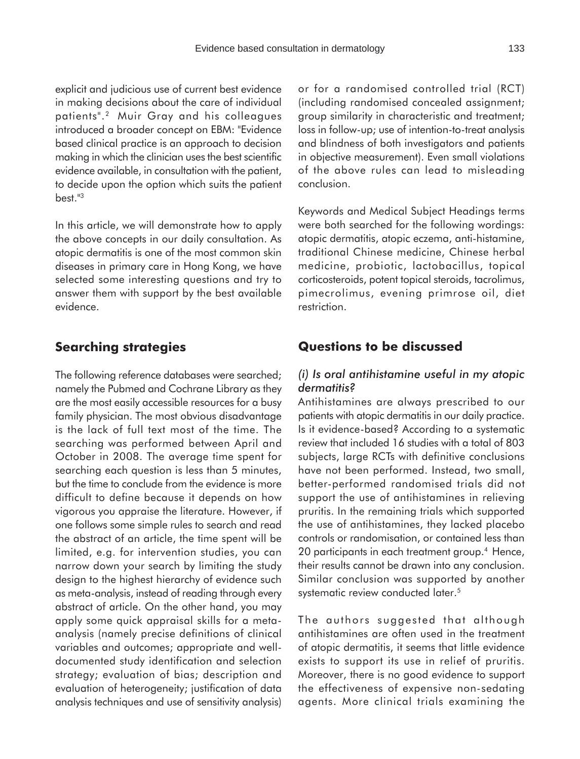explicit and judicious use of current best evidence in making decisions about the care of individual patients".[2] Muir Gray and his colleagues introduced a broader concept on EBM: "Evidence based clinical practice is an approach to decision making in which the clinician uses the best scientific evidence available, in consultation with the patient, to decide upon the option which suits the patient best."[3]

In this article, we will demonstrate how to apply the above concepts in our daily consultation. As atopic dermatitis is one of the most common skin diseases in primary care in Hong Kong, we have selected some interesting questions and try to answer them with support by the best available evidence.

## Searching strategies

The following reference databases were searched; namely the Pubmed and Cochrane Library as they are the most easily accessible resources for a busy family physician. The most obvious disadvantage is the lack of full text most of the time. The searching was performed between April and October in 2008. The average time spent for searching each question is less than 5 minutes, but the time to conclude from the evidence is more difficult to define because it depends on how vigorous you appraise the literature. However, if one follows some simple rules to search and read the abstract of an article, the time spent will be limited, e.g. for intervention studies, you can narrow down your search by limiting the study design to the highest hierarchy of evidence such as meta-analysis, instead of reading through every abstract of article. On the other hand, you may apply some quick appraisal skills for a meta-analysis (namely precise definitions of clinical variables and outcomes; appropriate and well-documented study identification and selection strategy; evaluation of bias; description and evaluation of heterogeneity; justification of data analysis techniques and use of sensitivity analysis) or for a randomised controlled trial (RCT) (including randomised concealed assignment; group similarity in characteristic and treatment; loss in follow-up; use of intention-to-treat analysis and blindness of both investigators and patients in objective measurement). Even small violations of the above rules can lead to misleading conclusion.

Keywords and Medical Subject Headings terms were both searched for the following wordings: atopic dermatitis, atopic eczema, anti-histamine, traditional Chinese medicine, Chinese herbal medicine, probiotic, lactobacillus, topical corticosteroids, potent topical steroids, tacrolimus, pimecrolimus, evening primrose oil, diet restriction.

## Questions to be discussed

### *(i) Is oral antihistamine useful in my atopic dermatitis?*

Antihistamines are always prescribed to our patients with atopic dermatitis in our daily practice. Is it evidence-based? According to a systematic review that included 16 studies with a total of 803 subjects, large RCTs with definitive conclusions have not been performed. Instead, two small, better-performed randomised trials did not support the use of antihistamines in relieving pruritis. In the remaining trials which supported the use of antihistamines, they lacked placebo controls or randomisation, or contained less than 20 participants in each treatment group.[4] Hence, their results cannot be drawn into any conclusion. Similar conclusion was supported by another systematic review conducted later.[5]

The authors suggested that although antihistamines are often used in the treatment of atopic dermatitis, it seems that little evidence exists to support its use in relief of pruritis. Moreover, there is no good evidence to support the effectiveness of expensive non-sedating agents. More clinical trials examining the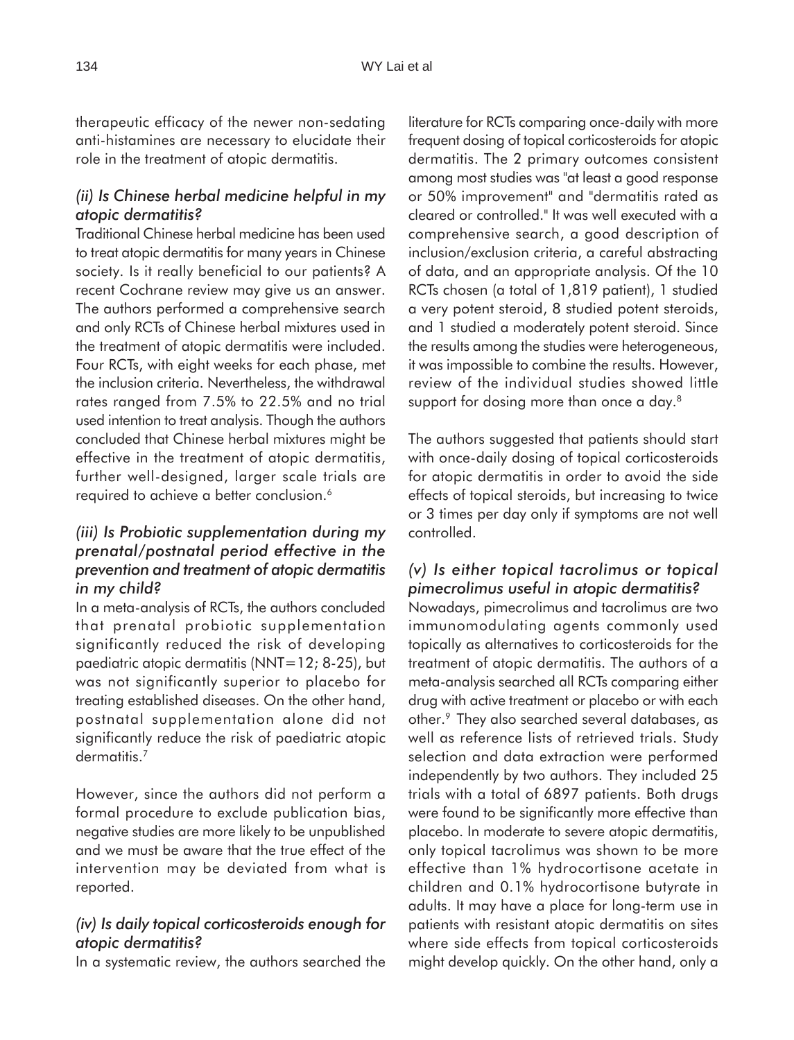therapeutic efficacy of the newer non-sedating anti-histamines are necessary to elucidate their role in the treatment of atopic dermatitis.

### *(ii) Is Chinese herbal medicine helpful in my atopic dermatitis?*

Traditional Chinese herbal medicine has been used to treat atopic dermatitis for many years in Chinese society. Is it really beneficial to our patients? A recent Cochrane review may give us an answer. The authors performed a comprehensive search and only RCTs of Chinese herbal mixtures used in the treatment of atopic dermatitis were included. Four RCTs, with eight weeks for each phase, met the inclusion criteria. Nevertheless, the withdrawal rates ranged from 7.5% to 22.5% and no trial used intention to treat analysis. Though the authors concluded that Chinese herbal mixtures might be effective in the treatment of atopic dermatitis, further well-designed, larger scale trials are required to achieve a better conclusion.[6]

### *(iii) Is Probiotic supplementation during my prenatal/postnatal period effective in the prevention and treatment of atopic dermatitis in my child?*

In a meta-analysis of RCTs, the authors concluded that prenatal probiotic supplementation significantly reduced the risk of developing paediatric atopic dermatitis (NNT=12; 8-25), but was not significantly superior to placebo for treating established diseases. On the other hand, postnatal supplementation alone did not significantly reduce the risk of paediatric atopic dermatitis.[7]

However, since the authors did not perform a formal procedure to exclude publication bias, negative studies are more likely to be unpublished and we must be aware that the true effect of the intervention may be deviated from what is reported.

### *(iv) Is daily topical corticosteroids enough for atopic dermatitis?*

In a systematic review, the authors searched the literature for RCTs comparing once-daily with more frequent dosing of topical corticosteroids for atopic dermatitis. The 2 primary outcomes consistent among most studies was "at least a good response or 50% improvement" and "dermatitis rated as cleared or controlled." It was well executed with a comprehensive search, a good description of inclusion/exclusion criteria, a careful abstracting of data, and an appropriate analysis. Of the 10 RCTs chosen (a total of 1,819 patient), 1 studied a very potent steroid, 8 studied potent steroids, and 1 studied a moderately potent steroid. Since the results among the studies were heterogeneous, it was impossible to combine the results. However, review of the individual studies showed little support for dosing more than once a day.[8]

The authors suggested that patients should start with once-daily dosing of topical corticosteroids for atopic dermatitis in order to avoid the side effects of topical steroids, but increasing to twice or 3 times per day only if symptoms are not well controlled.

### *(v) Is either topical tacrolimus or topical pimecrolimus useful in atopic dermatitis?*

Nowadays, pimecrolimus and tacrolimus are two immunomodulating agents commonly used topically as alternatives to corticosteroids for the treatment of atopic dermatitis. The authors of a meta-analysis searched all RCTs comparing either drug with active treatment or placebo or with each other.[9] They also searched several databases, as well as reference lists of retrieved trials. Study selection and data extraction were performed independently by two authors. They included 25 trials with a total of 6897 patients. Both drugs were found to be significantly more effective than placebo. In moderate to severe atopic dermatitis, only topical tacrolimus was shown to be more effective than 1% hydrocortisone acetate in children and 0.1% hydrocortisone butyrate in adults. It may have a place for long-term use in patients with resistant atopic dermatitis on sites where side effects from topical corticosteroids might develop quickly. On the other hand, only a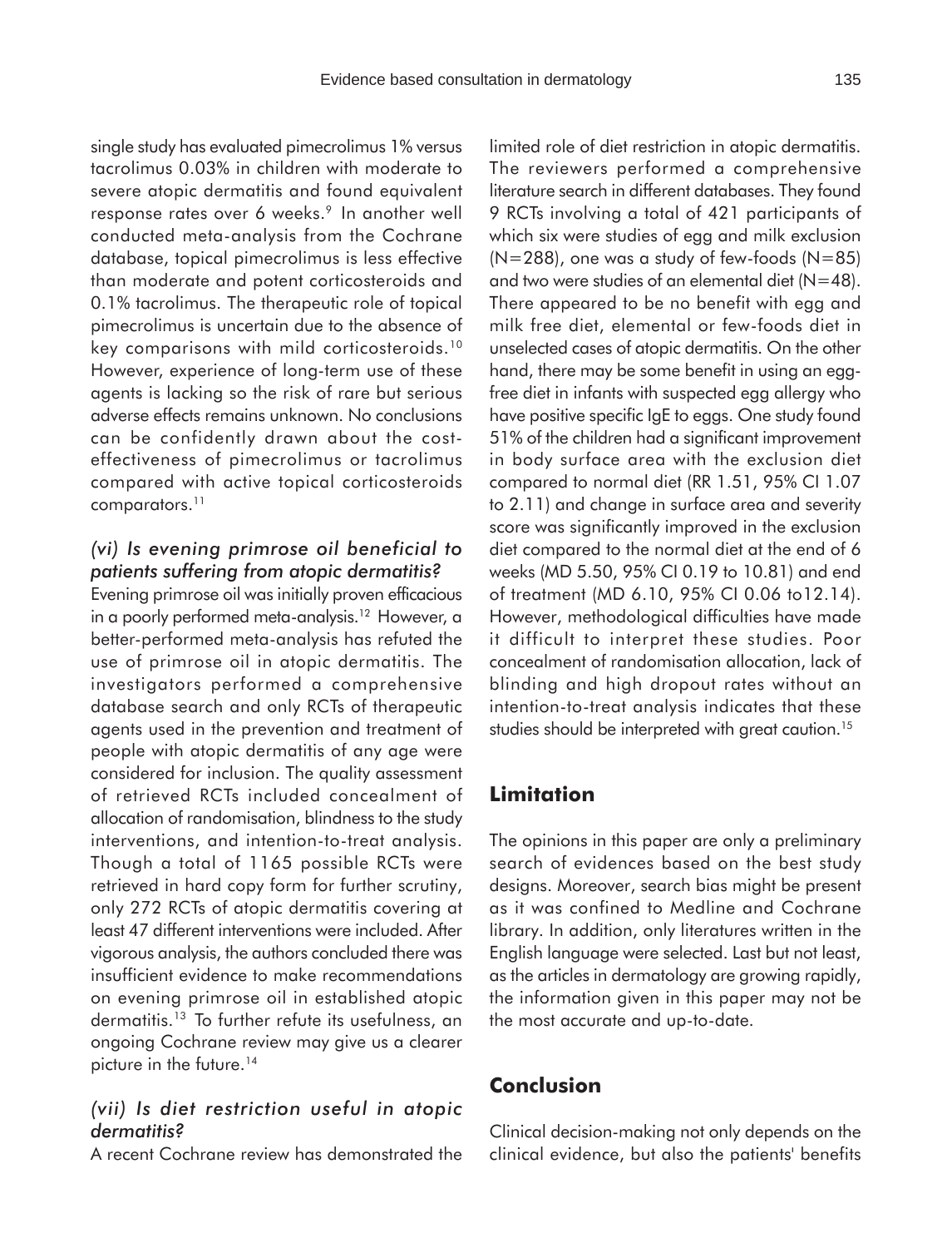single study has evaluated pimecrolimus 1% versus tacrolimus 0.03% in children with moderate to severe atopic dermatitis and found equivalent response rates over 6 weeks.[9] In another well conducted meta-analysis from the Cochrane database, topical pimecrolimus is less effective than moderate and potent corticosteroids and 0.1% tacrolimus. The therapeutic role of topical pimecrolimus is uncertain due to the absence of key comparisons with mild corticosteroids.[10] However, experience of long-term use of these agents is lacking so the risk of rare but serious adverse effects remains unknown. No conclusions can be confidently drawn about the cost-effectiveness of pimecrolimus or tacrolimus compared with active topical corticosteroids comparators.[11]

### *(vi) Is evening primrose oil beneficial to patients suffering from atopic dermatitis?*

Evening primrose oil was initially proven efficacious in a poorly performed meta-analysis.[12] However, a better-performed meta-analysis has refuted the use of primrose oil in atopic dermatitis. The investigators performed a comprehensive database search and only RCTs of therapeutic agents used in the prevention and treatment of people with atopic dermatitis of any age were considered for inclusion. The quality assessment of retrieved RCTs included concealment of allocation of randomisation, blindness to the study interventions, and intention-to-treat analysis. Though a total of 1165 possible RCTs were retrieved in hard copy form for further scrutiny, only 272 RCTs of atopic dermatitis covering at least 47 different interventions were included. After vigorous analysis, the authors concluded there was insufficient evidence to make recommendations on evening primrose oil in established atopic dermatitis.[13] To further refute its usefulness, an ongoing Cochrane review may give us a clearer picture in the future.[14]

### *(vii) Is diet restriction useful in atopic dermatitis?*

A recent Cochrane review has demonstrated the limited role of diet restriction in atopic dermatitis. The reviewers performed a comprehensive literature search in different databases. They found 9 RCTs involving a total of 421 participants of which six were studies of egg and milk exclusion (N=288), one was a study of few-foods (N=85) and two were studies of an elemental diet (N=48). There appeared to be no benefit with egg and milk free diet, elemental or few-foods diet in unselected cases of atopic dermatitis. On the other hand, there may be some benefit in using an egg-free diet in infants with suspected egg allergy who have positive specific IgE to eggs. One study found 51% of the children had a significant improvement in body surface area with the exclusion diet compared to normal diet (RR 1.51, 95% CI 1.07 to 2.11) and change in surface area and severity score was significantly improved in the exclusion diet compared to the normal diet at the end of 6 weeks (MD 5.50, 95% CI 0.19 to 10.81) and end of treatment (MD 6.10, 95% CI 0.06 to12.14). However, methodological difficulties have made it difficult to interpret these studies. Poor concealment of randomisation allocation, lack of blinding and high dropout rates without an intention-to-treat analysis indicates that these studies should be interpreted with great caution.[15]

## **Limitation**

The opinions in this paper are only a preliminary search of evidences based on the best study designs. Moreover, search bias might be present as it was confined to Medline and Cochrane library. In addition, only literatures written in the English language were selected. Last but not least, as the articles in dermatology are growing rapidly, the information given in this paper may not be the most accurate and up-to-date.

## **Conclusion**

Clinical decision-making not only depends on the clinical evidence, but also the patients' benefits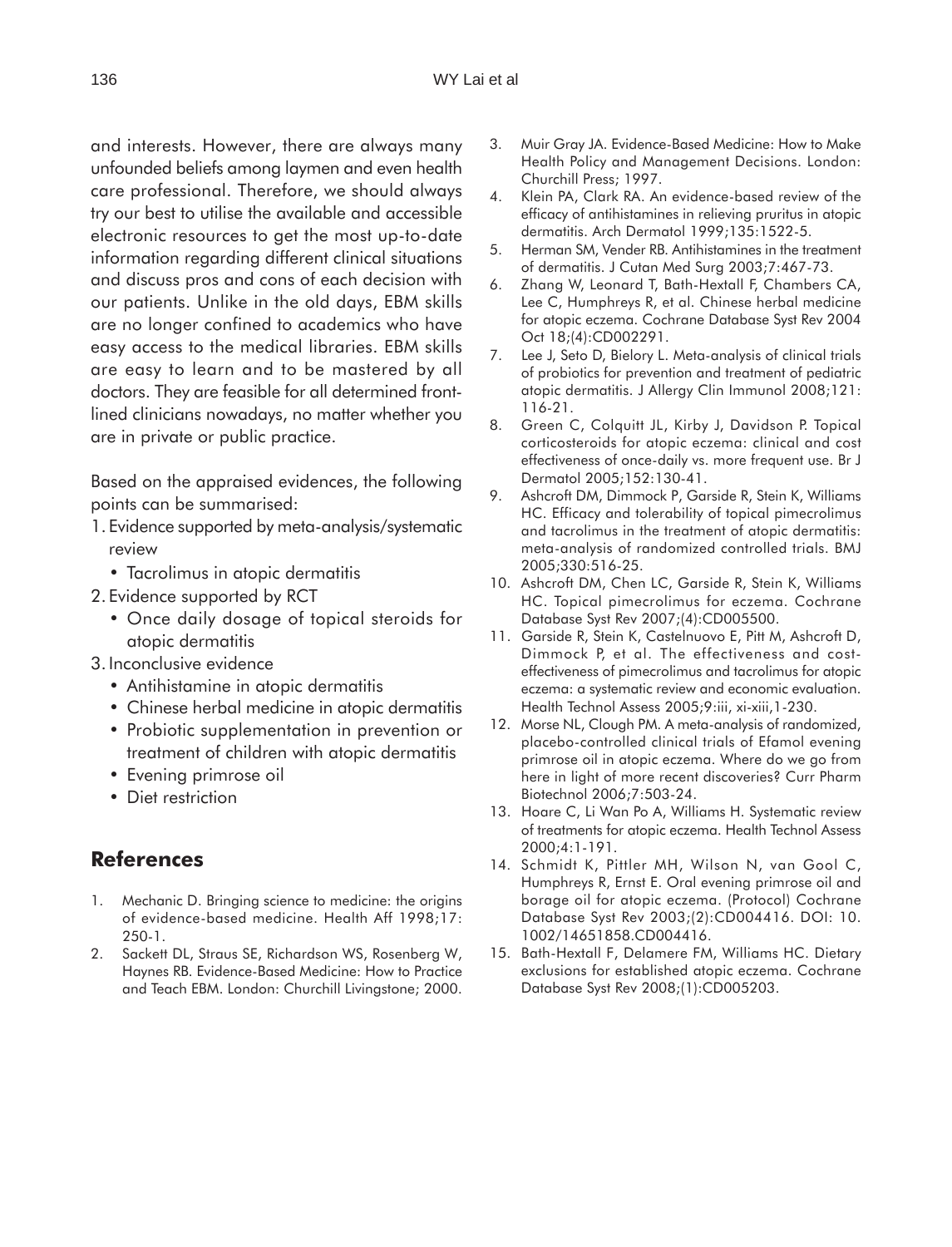and interests. However, there are always many unfounded beliefs among laymen and even health care professional. Therefore, we should always try our best to utilise the available and accessible electronic resources to get the most up-to-date information regarding different clinical situations and discuss pros and cons of each decision with our patients. Unlike in the old days, EBM skills are no longer confined to academics who have easy access to the medical libraries. EBM skills are easy to learn and to be mastered by all doctors. They are feasible for all determined front-lined clinicians nowadays, no matter whether you are in private or public practice.

Based on the appraised evidences, the following points can be summarised:

1. Evidence supported by meta-analysis/systematic review
   - Tacrolimus in atopic dermatitis
2. Evidence supported by RCT
   - Once daily dosage of topical steroids for atopic dermatitis
3. Inconclusive evidence
   - Antihistamine in atopic dermatitis
   - Chinese herbal medicine in atopic dermatitis
   - Probiotic supplementation in prevention or treatment of children with atopic dermatitis
   - Evening primrose oil
   - Diet restriction

## References

1. Mechanic D. Bringing science to medicine: the origins of evidence-based medicine. Health Aff 1998;17: 250-1.
2. Sackett DL, Straus SE, Richardson WS, Rosenberg W, Haynes RB. Evidence-Based Medicine: How to Practice and Teach EBM. London: Churchill Livingstone; 2000.
3. Muir Gray JA. Evidence-Based Medicine: How to Make Health Policy and Management Decisions. London: Churchill Press; 1997.
4. Klein PA, Clark RA. An evidence-based review of the efficacy of antihistamines in relieving pruritus in atopic dermatitis. Arch Dermatol 1999;135:1522-5.
5. Herman SM, Vender RB. Antihistamines in the treatment of dermatitis. J Cutan Med Surg 2003;7:467-73.
6. Zhang W, Leonard T, Bath-Hextall F, Chambers CA, Lee C, Humphreys R, et al. Chinese herbal medicine for atopic eczema. Cochrane Database Syst Rev 2004 Oct 18;(4):CD002291.
7. Lee J, Seto D, Bielory L. Meta-analysis of clinical trials of probiotics for prevention and treatment of pediatric atopic dermatitis. J Allergy Clin Immunol 2008;121: 116-21.
8. Green C, Colquitt JL, Kirby J, Davidson P. Topical corticosteroids for atopic eczema: clinical and cost effectiveness of once-daily vs. more frequent use. Br J Dermatol 2005;152:130-41.
9. Ashcroft DM, Dimmock P, Garside R, Stein K, Williams HC. Efficacy and tolerability of topical pimecrolimus and tacrolimus in the treatment of atopic dermatitis: meta-analysis of randomized controlled trials. BMJ 2005;330:516-25.
10. Ashcroft DM, Chen LC, Garside R, Stein K, Williams HC. Topical pimecrolimus for eczema. Cochrane Database Syst Rev 2007;(4):CD005500.
11. Garside R, Stein K, Castelnuovo E, Pitt M, Ashcroft D, Dimmock P, et al. The effectiveness and cost-effectiveness of pimecrolimus and tacrolimus for atopic eczema: a systematic review and economic evaluation. Health Technol Assess 2005;9:iii, xi-xiii,1-230.
12. Morse NL, Clough PM. A meta-analysis of randomized, placebo-controlled clinical trials of Efamol evening primrose oil in atopic eczema. Where do we go from here in light of more recent discoveries? Curr Pharm Biotechnol 2006;7:503-24.
13. Hoare C, Li Wan Po A, Williams H. Systematic review of treatments for atopic eczema. Health Technol Assess 2000;4:1-191.
14. Schmidt K, Pittler MH, Wilson N, van Gool C, Humphreys R, Ernst E. Oral evening primrose oil and borage oil for atopic eczema. (Protocol) Cochrane Database Syst Rev 2003;(2):CD004416. DOI: 10. 1002/14651858.CD004416.
15. Bath-Hextall F, Delamere FM, Williams HC. Dietary exclusions for established atopic eczema. Cochrane Database Syst Rev 2008;(1):CD005203.